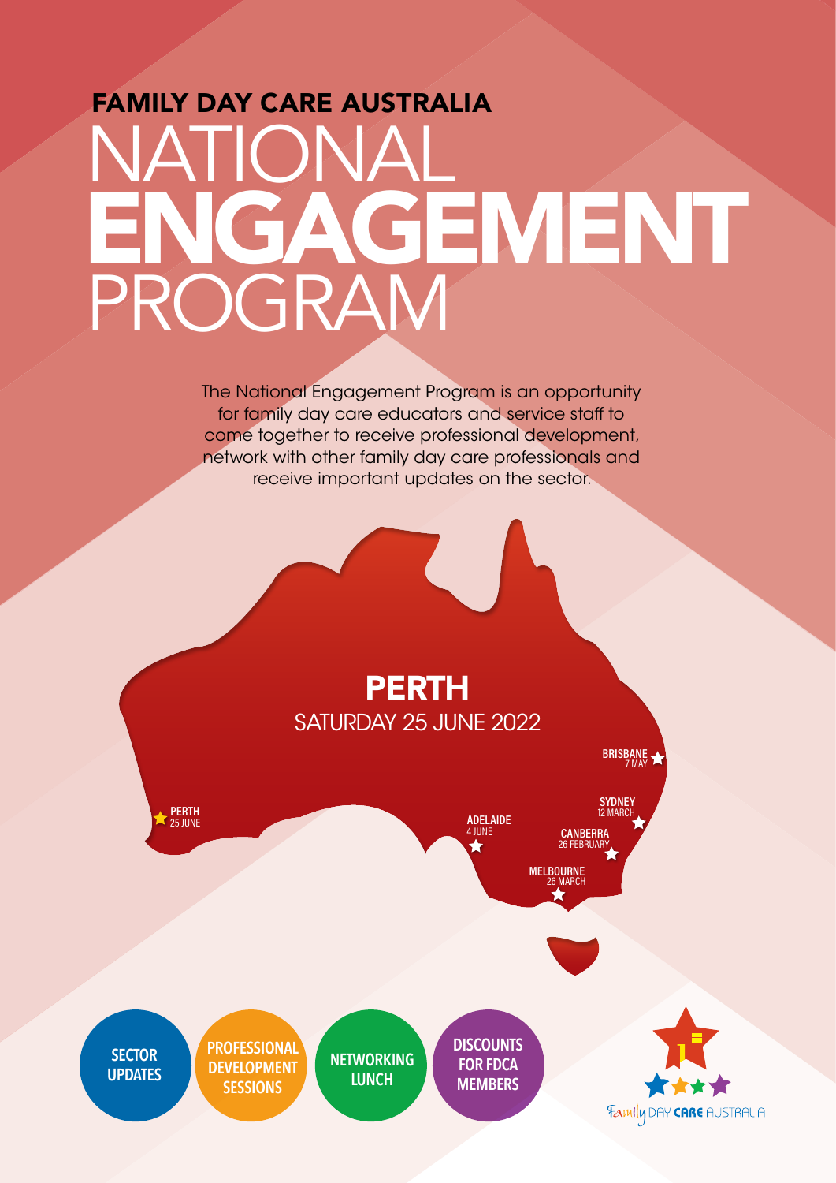**FAMILY DAY CARE AUSTRALIA**

# NATIONAL ENGAGEMENT PROGRAM

The National Engagement Program is an opportunity for family day care educators and service staff to come together to receive professional development, network with other family day care professionals and receive important updates on the sector.

## PERTH

SATURDAY 25 JUNE 2022

- BRISBANE 7 MAY
- SYDNEY 12 MARCH
- PERTH 25 JUNE
- ADELAIDE 4 JUNE
- CANBERRA 26 FEBRUARY
- MELBOURNE 26 MARCH

**SECTOR UPDATES**

**PROFESSIONAL DEVELOPMENT SESSIONS**

**NETWORKING LUNCH**

**DISCOUNTS FOR FDCA MEMBERS**

Family DAY CARE AUSTRALIA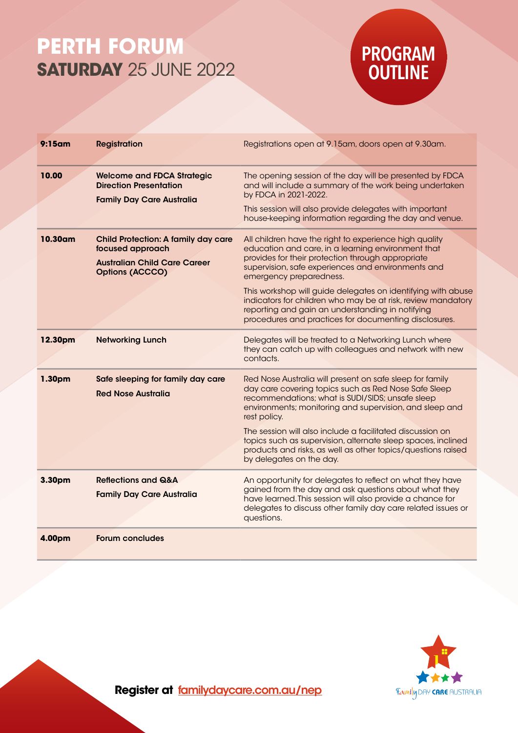# PERTH FORUM

## SATURDAY 25 JUNE 2022

## PROGRAM OUTLINE

| | | |
|---|---|---|
| **9:15am** | **Registration** | Registrations open at 9.15am, doors open at 9.30am. |
| **10.00** | **Welcome and FDCA Strategic Direction Presentation**<br><br>**Family Day Care Australia** | The opening session of the day will be presented by FDCA and will include a summary of the work being undertaken by FDCA in 2021-2022.<br><br>This session will also provide delegates with important house-keeping information regarding the day and venue. |
| **10.30am** | **Child Protection: A family day care focused approach**<br><br>**Australian Child Care Career Options (ACCCO)** | All children have the right to experience high quality education and care, in a learning environment that provides for their protection through appropriate supervision, safe experiences and environments and emergency preparedness.<br><br>This workshop will guide delegates on identifying with abuse indicators for children who may be at risk, review mandatory reporting and gain an understanding in notifying procedures and practices for documenting disclosures. |
| **12.30pm** | **Networking Lunch** | Delegates will be treated to a Networking Lunch where they can catch up with colleagues and network with new contacts. |
| **1.30pm** | **Safe sleeping for family day care**<br><br>**Red Nose Australia** | Red Nose Australia will present on safe sleep for family day care covering topics such as Red Nose Safe Sleep recommendations; what is SUDI/SIDS; unsafe sleep environments; monitoring and supervision, and sleep and rest policy.<br><br>The session will also include a facilitated discussion on topics such as supervision, alternate sleep spaces, inclined products and risks, as well as other topics/questions raised by delegates on the day. |
| **3.30pm** | **Reflections and Q&A**<br><br>**Family Day Care Australia** | An opportunity for delegates to reflect on what they have gained from the day and ask questions about what they have learned. This session will also provide a chance for delegates to discuss other family day care related issues or questions. |
| **4.00pm** | **Forum concludes** | |

**Register at** familydaycare.com.au/nep

Family DAY CARE AUSTRALIA